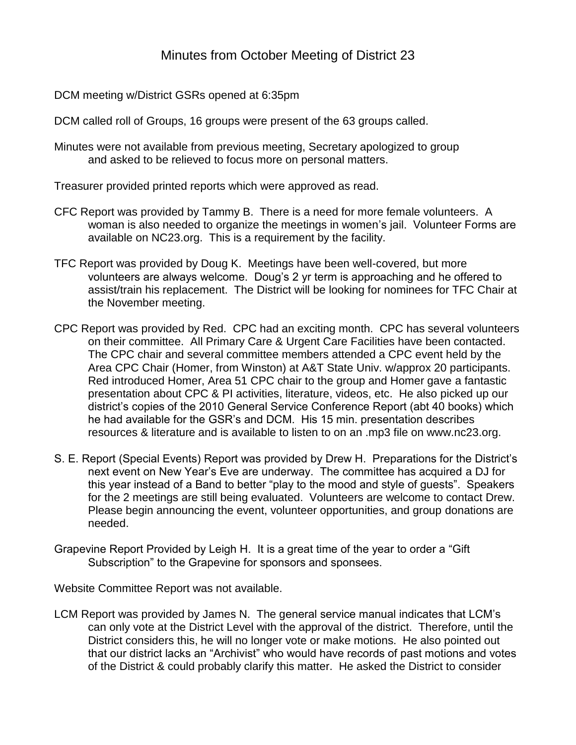# Minutes from October Meeting of District 23

DCM meeting w/District GSRs opened at 6:35pm

DCM called roll of Groups, 16 groups were present of the 63 groups called.

Minutes were not available from previous meeting, Secretary apologized to group and asked to be relieved to focus more on personal matters.

Treasurer provided printed reports which were approved as read.

CFC Report was provided by Tammy B. There is a need for more female volunteers. A woman is also needed to organize the meetings in women's jail. Volunteer Forms are available on NC23.org. This is a requirement by the facility.

TFC Report was provided by Doug K. Meetings have been well-covered, but more volunteers are always welcome. Doug's 2 yr term is approaching and he offered to assist/train his replacement. The District will be looking for nominees for TFC Chair at the November meeting.

CPC Report was provided by Red. CPC had an exciting month. CPC has several volunteers on their committee. All Primary Care & Urgent Care Facilities have been contacted. The CPC chair and several committee members attended a CPC event held by the Area CPC Chair (Homer, from Winston) at A&T State Univ. w/approx 20 participants. Red introduced Homer, Area 51 CPC chair to the group and Homer gave a fantastic presentation about CPC & PI activities, literature, videos, etc. He also picked up our district's copies of the 2010 General Service Conference Report (abt 40 books) which he had available for the GSR's and DCM. His 15 min. presentation describes resources & literature and is available to listen to on an .mp3 file on www.nc23.org.

S. E. Report (Special Events) Report was provided by Drew H. Preparations for the District's next event on New Year's Eve are underway. The committee has acquired a DJ for this year instead of a Band to better "play to the mood and style of guests". Speakers for the 2 meetings are still being evaluated. Volunteers are welcome to contact Drew. Please begin announcing the event, volunteer opportunities, and group donations are needed.

Grapevine Report Provided by Leigh H. It is a great time of the year to order a "Gift Subscription" to the Grapevine for sponsors and sponsees.

Website Committee Report was not available.

LCM Report was provided by James N. The general service manual indicates that LCM's can only vote at the District Level with the approval of the district. Therefore, until the District considers this, he will no longer vote or make motions. He also pointed out that our district lacks an "Archivist" who would have records of past motions and votes of the District & could probably clarify this matter. He asked the District to consider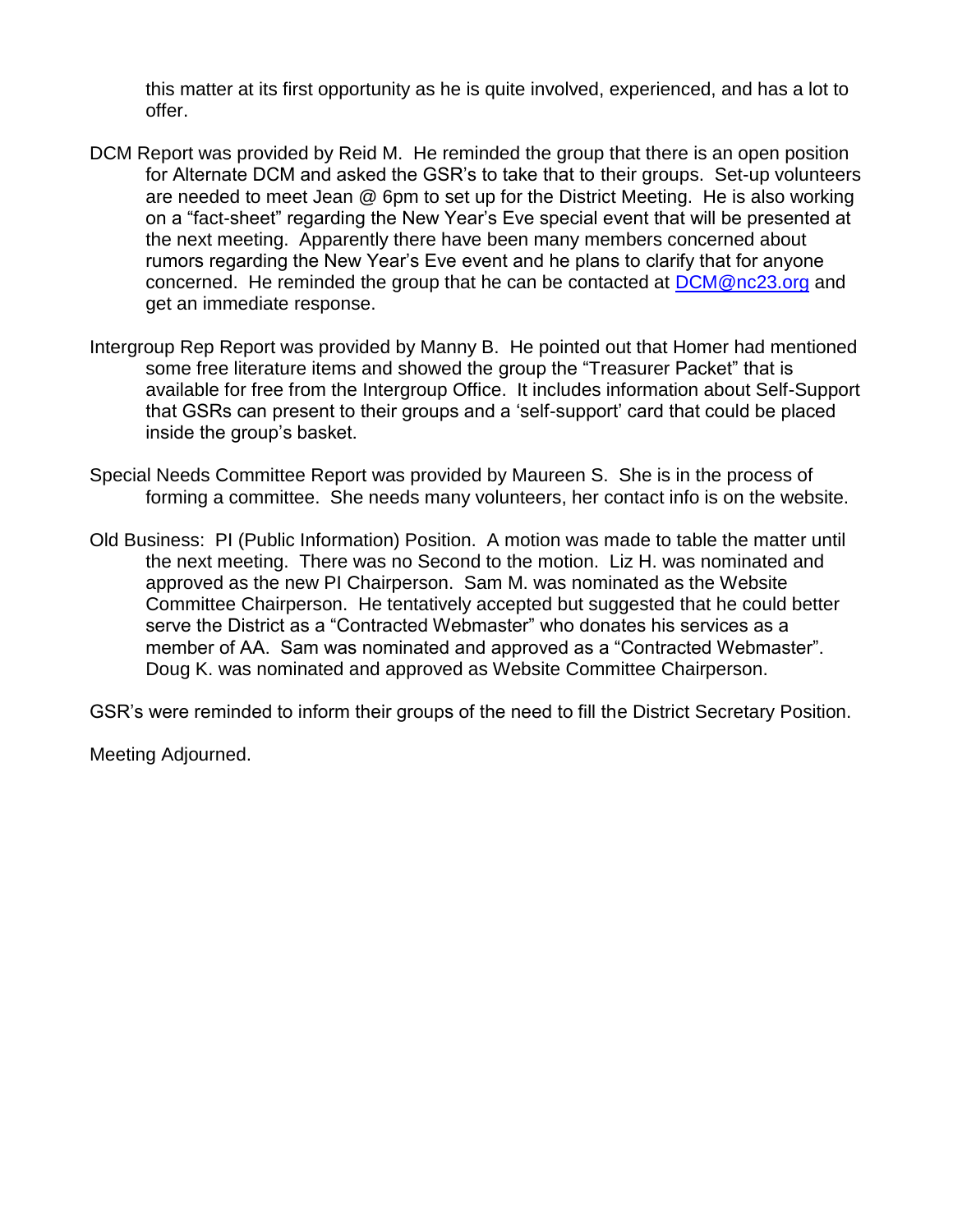this matter at its first opportunity as he is quite involved, experienced, and has a lot to offer.

DCM Report was provided by Reid M. He reminded the group that there is an open position for Alternate DCM and asked the GSR's to take that to their groups. Set-up volunteers are needed to meet Jean @ 6pm to set up for the District Meeting. He is also working on a "fact-sheet" regarding the New Year's Eve special event that will be presented at the next meeting. Apparently there have been many members concerned about rumors regarding the New Year's Eve event and he plans to clarify that for anyone concerned. He reminded the group that he can be contacted at DCM@nc23.org and get an immediate response.

Intergroup Rep Report was provided by Manny B. He pointed out that Homer had mentioned some free literature items and showed the group the "Treasurer Packet" that is available for free from the Intergroup Office. It includes information about Self-Support that GSRs can present to their groups and a 'self-support' card that could be placed inside the group's basket.

Special Needs Committee Report was provided by Maureen S. She is in the process of forming a committee. She needs many volunteers, her contact info is on the website.

Old Business: PI (Public Information) Position. A motion was made to table the matter until the next meeting. There was no Second to the motion. Liz H. was nominated and approved as the new PI Chairperson. Sam M. was nominated as the Website Committee Chairperson. He tentatively accepted but suggested that he could better serve the District as a "Contracted Webmaster" who donates his services as a member of AA. Sam was nominated and approved as a "Contracted Webmaster". Doug K. was nominated and approved as Website Committee Chairperson.

GSR's were reminded to inform their groups of the need to fill the District Secretary Position.

Meeting Adjourned.